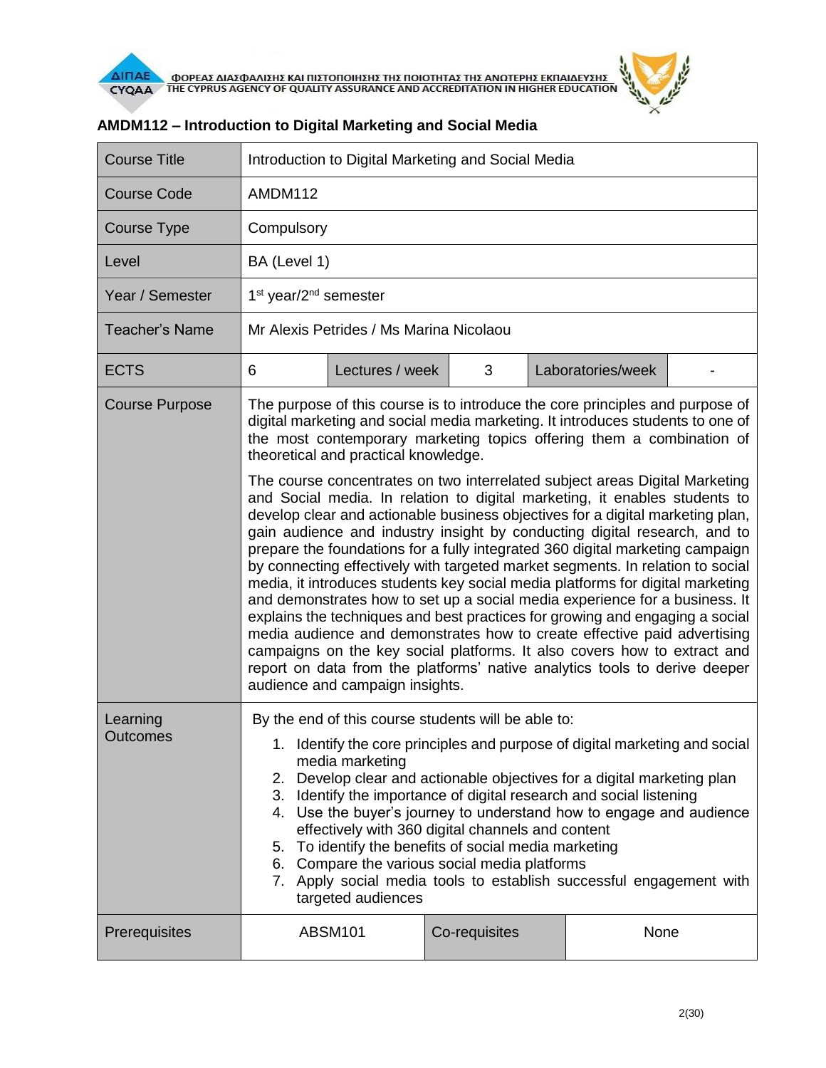## AMDM112 – Introduction to Digital Marketing and Social Media

| Course Title | Introduction to Digital Marketing and Social Media | | | | |
|---|---|---|---|---|---|
| Course Code | AMDM112 | | | | |
| Course Type | Compulsory | | | | |
| Level | BA (Level 1) | | | | |
| Year / Semester | 1st year/2nd semester | | | | |
| Teacher's Name | Mr Alexis Petrides / Ms Marina Nicolaou | | | | |
| ECTS | 6 | Lectures / week | 3 | Laboratories/week | - |
| Course Purpose | The purpose of this course is to introduce the core principles and purpose of digital marketing and social media marketing. It introduces students to one of the most contemporary marketing topics offering them a combination of theoretical and practical knowledge.<br><br>The course concentrates on two interrelated subject areas Digital Marketing and Social media. In relation to digital marketing, it enables students to develop clear and actionable business objectives for a digital marketing plan, gain audience and industry insight by conducting digital research, and to prepare the foundations for a fully integrated 360 digital marketing campaign by connecting effectively with targeted market segments. In relation to social media, it introduces students key social media platforms for digital marketing and demonstrates how to set up a social media experience for a business. It explains the techniques and best practices for growing and engaging a social media audience and demonstrates how to create effective paid advertising campaigns on the key social platforms. It also covers how to extract and report on data from the platforms' native analytics tools to derive deeper audience and campaign insights. | | | | |
| Learning Outcomes | By the end of this course students will be able to:<br>1. Identify the core principles and purpose of digital marketing and social media marketing<br>2. Develop clear and actionable objectives for a digital marketing plan<br>3. Identify the importance of digital research and social listening<br>4. Use the buyer's journey to understand how to engage and audience effectively with 360 digital channels and content<br>5. To identify the benefits of social media marketing<br>6. Compare the various social media platforms<br>7. Apply social media tools to establish successful engagement with targeted audiences | | | | |
| Prerequisites | ABSM101 | Co-requisites | None | | |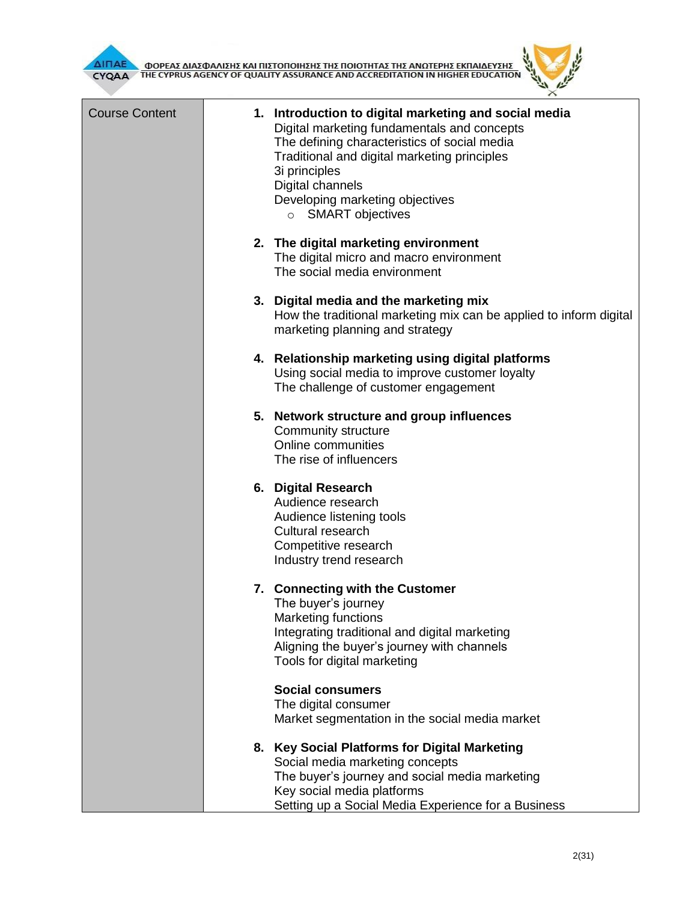| Course Content | 1. **Introduction to digital marketing and social media**<br>Digital marketing fundamentals and concepts<br>The defining characteristics of social media<br>Traditional and digital marketing principles<br>3i principles<br>Digital channels<br>Developing marketing objectives<br>o SMART objectives<br><br>2. **The digital marketing environment**<br>The digital micro and macro environment<br>The social media environment<br><br>3. **Digital media and the marketing mix**<br>How the traditional marketing mix can be applied to inform digital marketing planning and strategy<br><br>4. **Relationship marketing using digital platforms**<br>Using social media to improve customer loyalty<br>The challenge of customer engagement<br><br>5. **Network structure and group influences**<br>Community structure<br>Online communities<br>The rise of influencers<br><br>6. **Digital Research**<br>Audience research<br>Audience listening tools<br>Cultural research<br>Competitive research<br>Industry trend research<br><br>7. **Connecting with the Customer**<br>The buyer's journey<br>Marketing functions<br>Integrating traditional and digital marketing<br>Aligning the buyer's journey with channels<br>Tools for digital marketing<br><br>**Social consumers**<br>The digital consumer<br>Market segmentation in the social media market<br><br>8. **Key Social Platforms for Digital Marketing**<br>Social media marketing concepts<br>The buyer's journey and social media marketing<br>Key social media platforms<br>Setting up a Social Media Experience for a Business |
|---|---|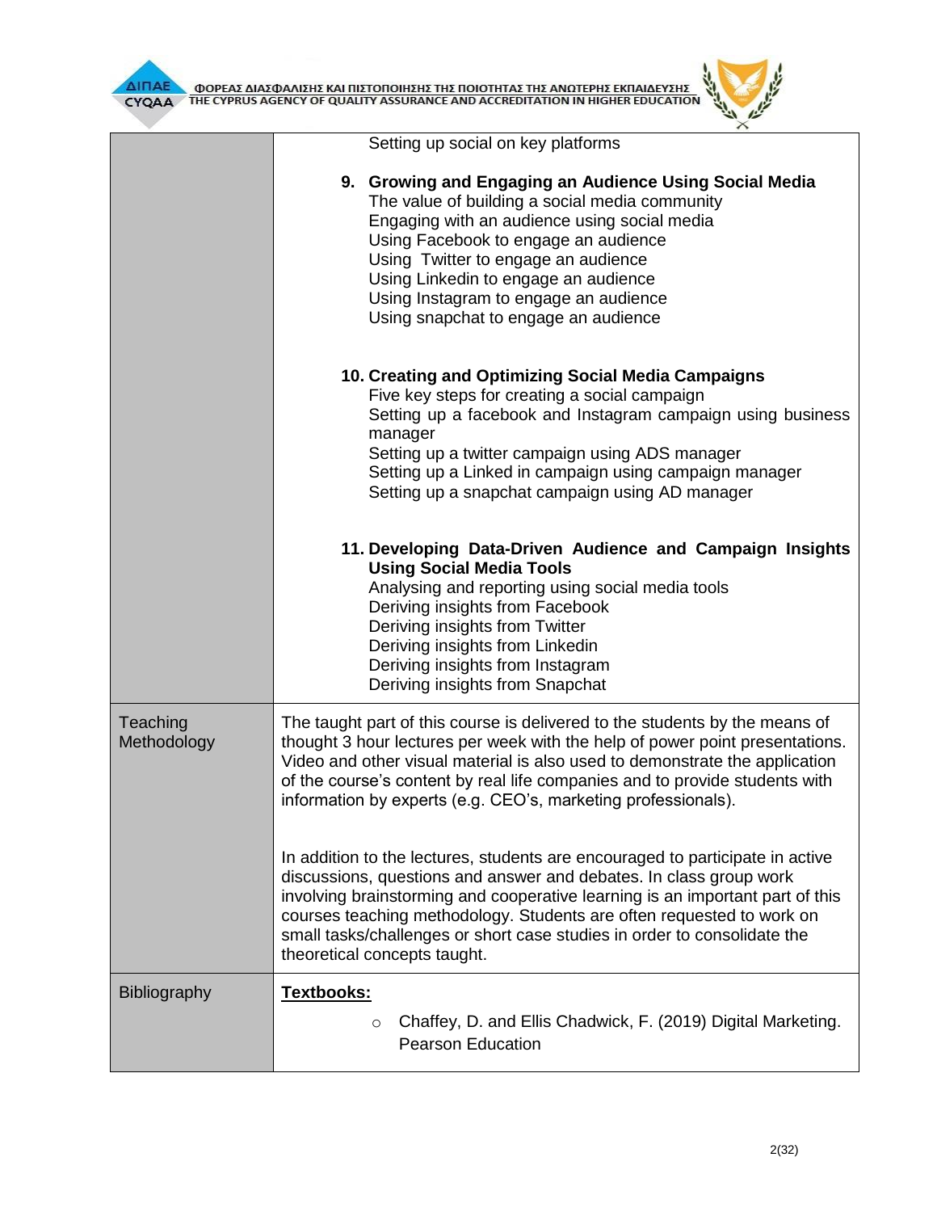| | |
|---|---|
| | Setting up social on key platforms<br><br>**9. Growing and Engaging an Audience Using Social Media**<br>The value of building a social media community<br>Engaging with an audience using social media<br>Using Facebook to engage an audience<br>Using Twitter to engage an audience<br>Using Linkedin to engage an audience<br>Using Instagram to engage an audience<br>Using snapchat to engage an audience<br><br>**10. Creating and Optimizing Social Media Campaigns**<br>Five key steps for creating a social campaign<br>Setting up a facebook and Instagram campaign using business manager<br>Setting up a twitter campaign using ADS manager<br>Setting up a Linked in campaign using campaign manager<br>Setting up a snapchat campaign using AD manager<br><br>**11. Developing Data-Driven Audience and Campaign Insights Using Social Media Tools**<br>Analysing and reporting using social media tools<br>Deriving insights from Facebook<br>Deriving insights from Twitter<br>Deriving insights from Linkedin<br>Deriving insights from Instagram<br>Deriving insights from Snapchat |
| Teaching Methodology | The taught part of this course is delivered to the students by the means of thought 3 hour lectures per week with the help of power point presentations. Video and other visual material is also used to demonstrate the application of the course's content by real life companies and to provide students with information by experts (e.g. CEO's, marketing professionals).<br><br>In addition to the lectures, students are encouraged to participate in active discussions, questions and answer and debates. In class group work involving brainstorming and cooperative learning is an important part of this courses teaching methodology. Students are often requested to work on small tasks/challenges or short case studies in order to consolidate the theoretical concepts taught. |
| Bibliography | **Textbooks:**<br><br>○ Chaffey, D. and Ellis Chadwick, F. (2019) Digital Marketing. Pearson Education |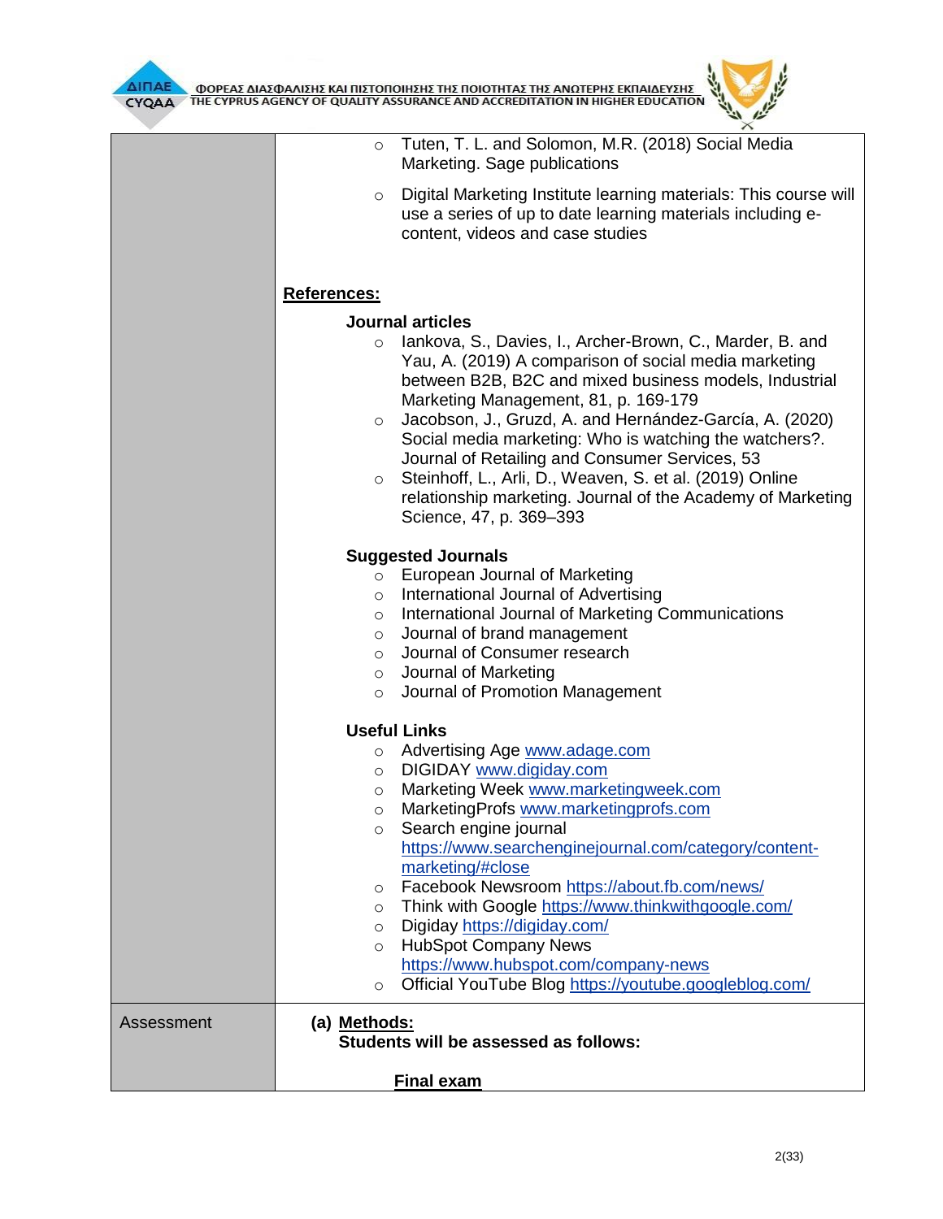| | |
|---|---|
| | ○ Tuten, T. L. and Solomon, M.R. (2018) Social Media Marketing. Sage publications<br>○ Digital Marketing Institute learning materials: This course will use a series of up to date learning materials including e-content, videos and case studies<br><br>**References:**<br><br>**Journal articles**<br>○ Iankova, S., Davies, I., Archer-Brown, C., Marder, B. and Yau, A. (2019) A comparison of social media marketing between B2B, B2C and mixed business models, Industrial Marketing Management, 81, p. 169-179<br>○ Jacobson, J., Gruzd, A. and Hernández-García, A. (2020) Social media marketing: Who is watching the watchers?. Journal of Retailing and Consumer Services, 53<br>○ Steinhoff, L., Arli, D., Weaven, S. et al. (2019) Online relationship marketing. Journal of the Academy of Marketing Science, 47, p. 369–393<br><br>**Suggested Journals**<br>○ European Journal of Marketing<br>○ International Journal of Advertising<br>○ International Journal of Marketing Communications<br>○ Journal of brand management<br>○ Journal of Consumer research<br>○ Journal of Marketing<br>○ Journal of Promotion Management<br><br>**Useful Links**<br>○ Advertising Age www.adage.com<br>○ DIGIDAY www.digiday.com<br>○ Marketing Week www.marketingweek.com<br>○ MarketingProfs www.marketingprofs.com<br>○ Search engine journal https://www.searchenginejournal.com/category/content-marketing/#close<br>○ Facebook Newsroom https://about.fb.com/news/<br>○ Think with Google https://www.thinkwithgoogle.com/<br>○ Digiday https://digiday.com/<br>○ HubSpot Company News https://www.hubspot.com/company-news<br>○ Official YouTube Blog https://youtube.googleblog.com/ |
| Assessment | (a) **Methods:**<br>**Students will be assessed as follows:**<br><br>**Final exam** |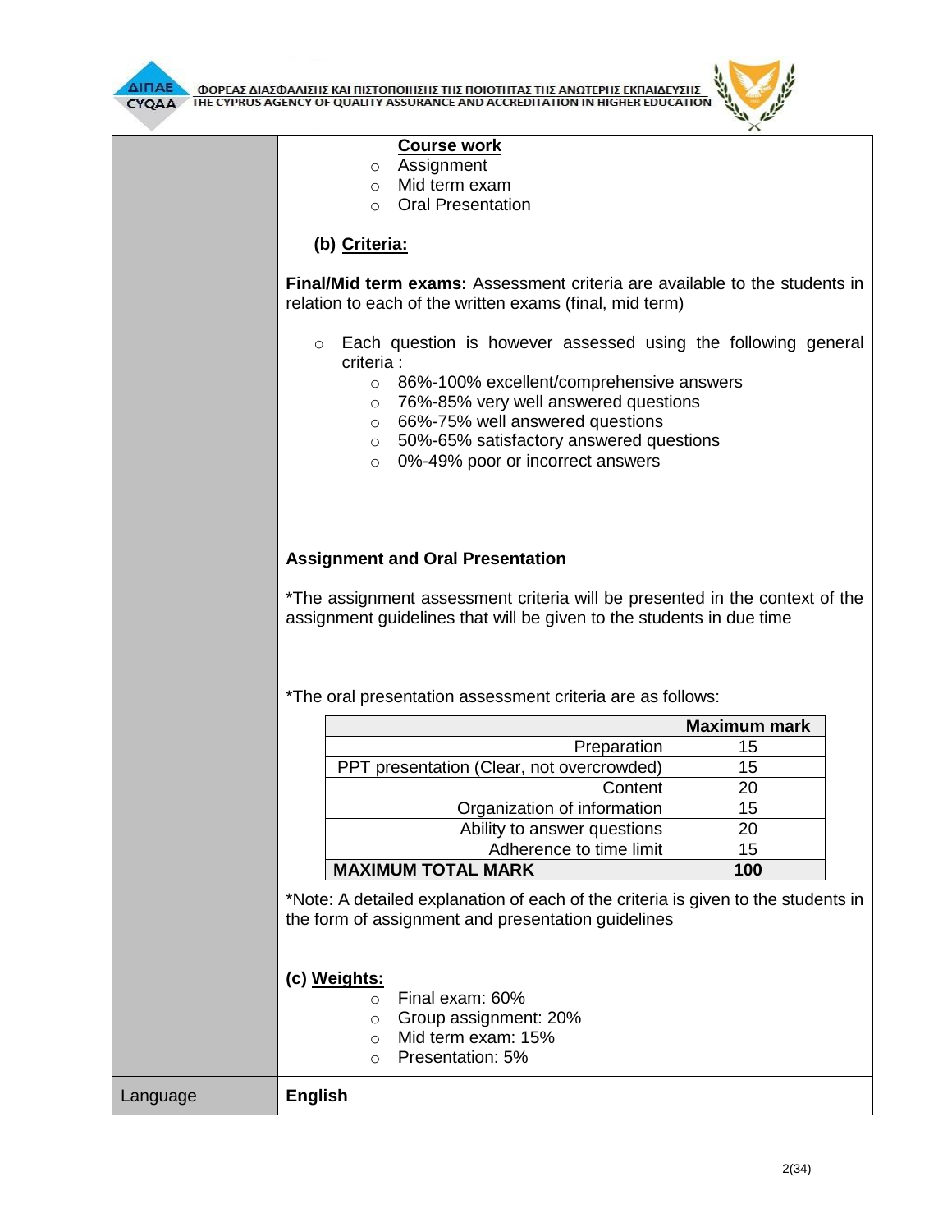**Course work**

- Assignment
- Mid term exam
- Oral Presentation

**(b) Criteria:**

**Final/Mid term exams:** Assessment criteria are available to the students in relation to each of the written exams (final, mid term)

- Each question is however assessed using the following general criteria :
  - 86%-100% excellent/comprehensive answers
  - 76%-85% very well answered questions
  - 66%-75% well answered questions
  - 50%-65% satisfactory answered questions
  - 0%-49% poor or incorrect answers

**Assignment and Oral Presentation**

*The assignment assessment criteria will be presented in the context of the assignment guidelines that will be given to the students in due time

*The oral presentation assessment criteria are as follows:

| | Maximum mark |
|---|---|
| Preparation | 15 |
| PPT presentation (Clear, not overcrowded) | 15 |
| Content | 20 |
| Organization of information | 15 |
| Ability to answer questions | 20 |
| Adherence to time limit | 15 |
| **MAXIMUM TOTAL MARK** | **100** |

*Note: A detailed explanation of each of the criteria is given to the students in the form of assignment and presentation guidelines

**(c) Weights:**

- Final exam: 60%
- Group assignment: 20%
- Mid term exam: 15%
- Presentation: 5%

| | |
|---|---|
| Language | **English** |